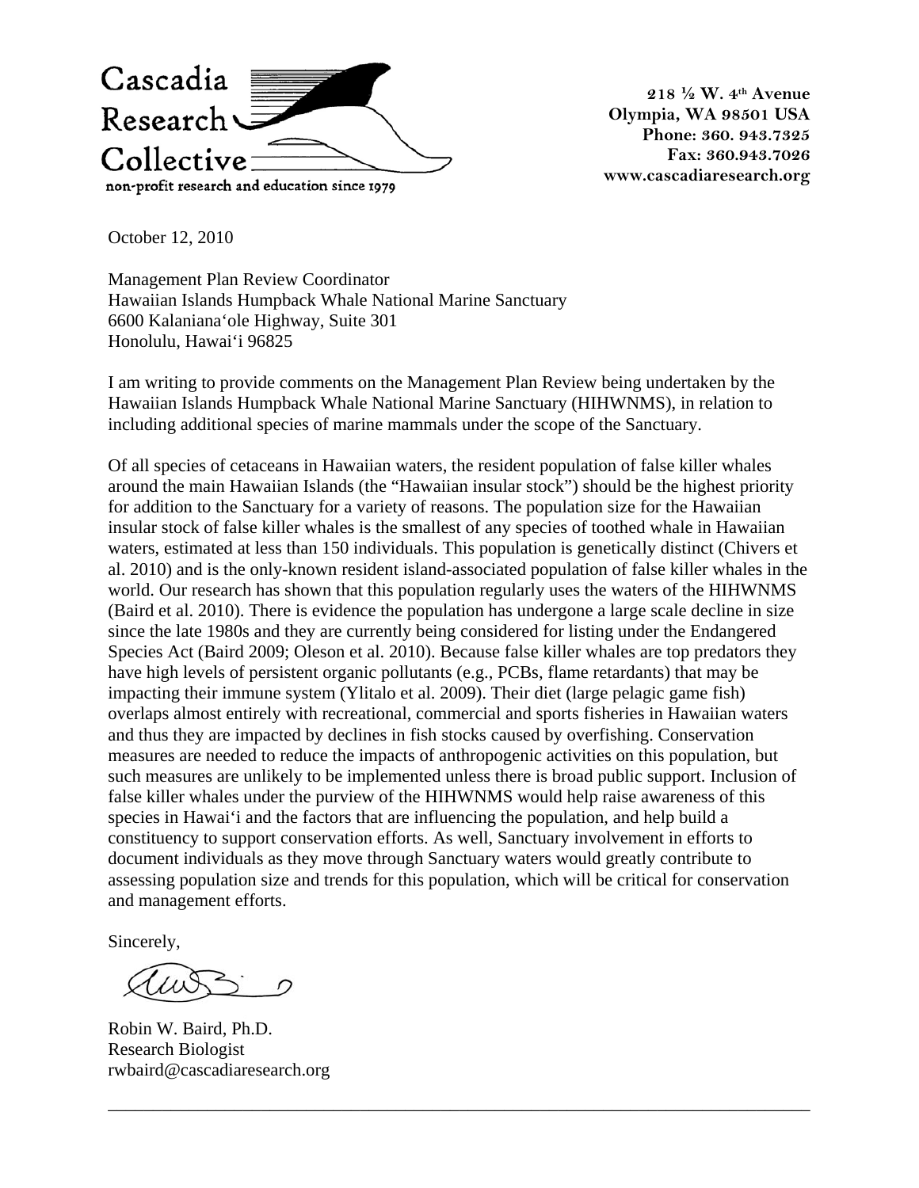Cascadia Research Collective

non-profit research and education since 1979

218 ½ W. 4th Avenue
Olympia, WA 98501 USA
Phone: 360. 943.7325
Fax: 360.943.7026
www.cascadiaresearch.org

October 12, 2010

Management Plan Review Coordinator
Hawaiian Islands Humpback Whale National Marine Sanctuary
6600 Kalaniana'ole Highway, Suite 301
Honolulu, Hawai'i 96825

I am writing to provide comments on the Management Plan Review being undertaken by the Hawaiian Islands Humpback Whale National Marine Sanctuary (HIHWNMS), in relation to including additional species of marine mammals under the scope of the Sanctuary.

Of all species of cetaceans in Hawaiian waters, the resident population of false killer whales around the main Hawaiian Islands (the "Hawaiian insular stock") should be the highest priority for addition to the Sanctuary for a variety of reasons. The population size for the Hawaiian insular stock of false killer whales is the smallest of any species of toothed whale in Hawaiian waters, estimated at less than 150 individuals. This population is genetically distinct (Chivers et al. 2010) and is the only-known resident island-associated population of false killer whales in the world. Our research has shown that this population regularly uses the waters of the HIHWNMS (Baird et al. 2010). There is evidence the population has undergone a large scale decline in size since the late 1980s and they are currently being considered for listing under the Endangered Species Act (Baird 2009; Oleson et al. 2010). Because false killer whales are top predators they have high levels of persistent organic pollutants (e.g., PCBs, flame retardants) that may be impacting their immune system (Ylitalo et al. 2009). Their diet (large pelagic game fish) overlaps almost entirely with recreational, commercial and sports fisheries in Hawaiian waters and thus they are impacted by declines in fish stocks caused by overfishing. Conservation measures are needed to reduce the impacts of anthropogenic activities on this population, but such measures are unlikely to be implemented unless there is broad public support. Inclusion of false killer whales under the purview of the HIHWNMS would help raise awareness of this species in Hawai'i and the factors that are influencing the population, and help build a constituency to support conservation efforts. As well, Sanctuary involvement in efforts to document individuals as they move through Sanctuary waters would greatly contribute to assessing population size and trends for this population, which will be critical for conservation and management efforts.

Sincerely,

Robin W. Baird, Ph.D.
Research Biologist
rwbaird@cascadiaresearch.org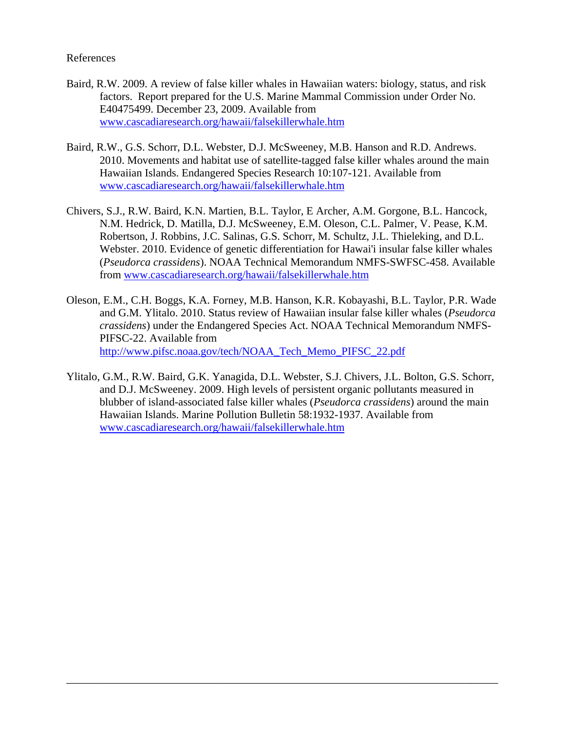References

Baird, R.W. 2009. A review of false killer whales in Hawaiian waters: biology, status, and risk factors. Report prepared for the U.S. Marine Mammal Commission under Order No. E40475499. December 23, 2009. Available from www.cascadiaresearch.org/hawaii/falsekillerwhale.htm

Baird, R.W., G.S. Schorr, D.L. Webster, D.J. McSweeney, M.B. Hanson and R.D. Andrews. 2010. Movements and habitat use of satellite-tagged false killer whales around the main Hawaiian Islands. Endangered Species Research 10:107-121. Available from www.cascadiaresearch.org/hawaii/falsekillerwhale.htm

Chivers, S.J., R.W. Baird, K.N. Martien, B.L. Taylor, E Archer, A.M. Gorgone, B.L. Hancock, N.M. Hedrick, D. Matilla, D.J. McSweeney, E.M. Oleson, C.L. Palmer, V. Pease, K.M. Robertson, J. Robbins, J.C. Salinas, G.S. Schorr, M. Schultz, J.L. Thieleking, and D.L. Webster. 2010. Evidence of genetic differentiation for Hawai'i insular false killer whales (*Pseudorca crassidens*). NOAA Technical Memorandum NMFS-SWFSC-458. Available from www.cascadiaresearch.org/hawaii/falsekillerwhale.htm

Oleson, E.M., C.H. Boggs, K.A. Forney, M.B. Hanson, K.R. Kobayashi, B.L. Taylor, P.R. Wade and G.M. Ylitalo. 2010. Status review of Hawaiian insular false killer whales (*Pseudorca crassidens*) under the Endangered Species Act. NOAA Technical Memorandum NMFS-PIFSC-22. Available from http://www.pifsc.noaa.gov/tech/NOAA_Tech_Memo_PIFSC_22.pdf

Ylitalo, G.M., R.W. Baird, G.K. Yanagida, D.L. Webster, S.J. Chivers, J.L. Bolton, G.S. Schorr, and D.J. McSweeney. 2009. High levels of persistent organic pollutants measured in blubber of island-associated false killer whales (*Pseudorca crassidens*) around the main Hawaiian Islands. Marine Pollution Bulletin 58:1932-1937. Available from www.cascadiaresearch.org/hawaii/falsekillerwhale.htm